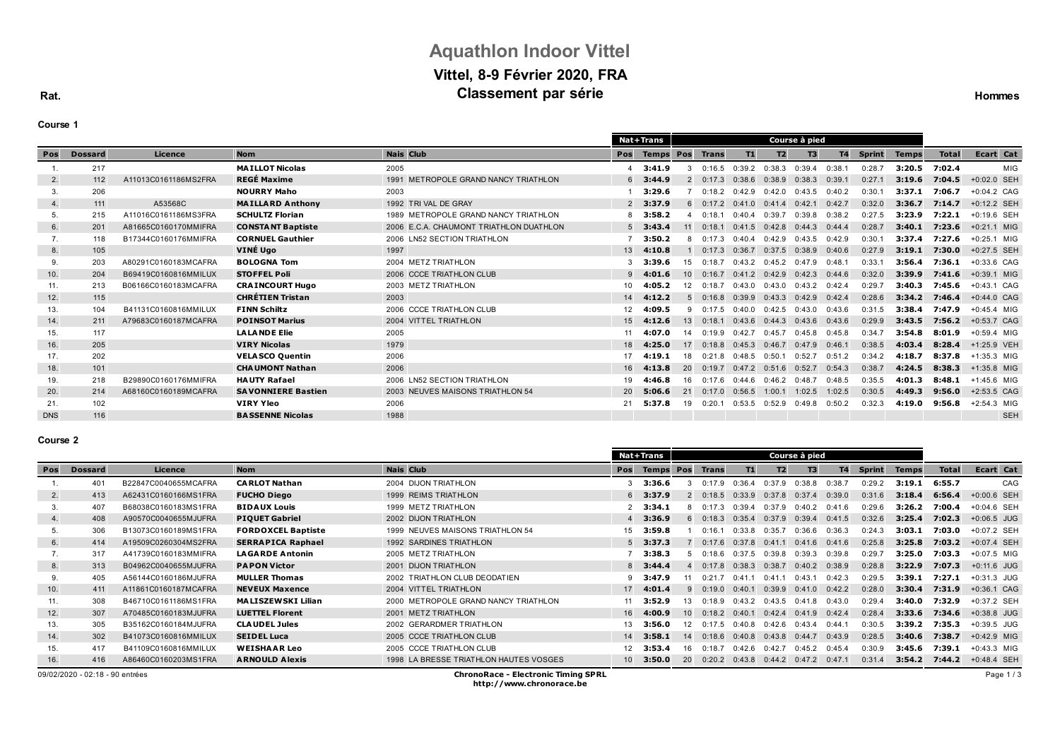# Aquathlon Indoor Vittel

## Vittel, 8-9 Février 2020, FRA

## Classement par série

Rat. | Hommes

### Course 1

| Pos | Dossard | Licence | Nom | Nais | Club | Nat+Trans Pos | Nat+Trans Temps | Course à pied Pos | Trans | T1 | T2 | T3 | T4 | Sprint | Temps | Total | Ecart | Cat |
|---|---|---|---|---|---|---|---|---|---|---|---|---|---|---|---|---|---|---|
| 1. | 217 | | **MAILLOT Nicolas** | 2005 | | 4 | **3:41.9** | 3 | 0:16.5 | 0:39.2 | 0:38.3 | 0:39.4 | 0:38.1 | 0:28.7 | **3:20.5** | **7:02.4** | | MIG |
| 2. | 112 | A11013C0161186MS2FRA | **REGÉ Maxime** | 1991 | METROPOLE GRAND NANCY TRIATHLON | 6 | **3:44.9** | 2 | 0:17.3 | 0:38.6 | 0:38.9 | 0:38.3 | 0:39.1 | 0:27.1 | **3:19.6** | **7:04.5** | +0:02.0 | SEH |
| 3. | 206 | | **NOURRY Maho** | 2003 | | 1 | **3:29.6** | 7 | 0:18.2 | 0:42.9 | 0:42.0 | 0:43.5 | 0:40.2 | 0:30.1 | **3:37.1** | **7:06.7** | +0:04.2 | CAG |
| 4. | 111 | A53568C | **MAILLARD Anthony** | 1992 | TRI VAL DE GRAY | 2 | **3:37.9** | 6 | 0:17.2 | 0:41.0 | 0:41.4 | 0:42.1 | 0:42.7 | 0:32.0 | **3:36.7** | **7:14.7** | +0:12.2 | SEH |
| 5. | 215 | A11016C0161186MS3FRA | **SCHULTZ Florian** | 1989 | METROPOLE GRAND NANCY TRIATHLON | 8 | **3:58.2** | 4 | 0:18.1 | 0:40.4 | 0:39.7 | 0:39.8 | 0:38.2 | 0:27.5 | **3:23.9** | **7:22.1** | +0:19.6 | SEH |
| 6. | 201 | A81665C0160170MMIFRA | **CONSTANT Baptiste** | 2006 | E.C.A. CHAUMONT TRIATHLON DUATHLON | 5 | **3:43.4** | 11 | 0:18.1 | 0:41.5 | 0:42.8 | 0:44.3 | 0:44.4 | 0:28.7 | **3:40.1** | **7:23.6** | +0:21.1 | MIG |
| 7. | 118 | B17344C0160176MMIFRA | **CORNUEL Gauthier** | 2006 | LN52 SECTION TRIATHLON | 7 | **3:50.2** | 8 | 0:17.3 | 0:40.4 | 0:42.9 | 0:43.5 | 0:42.9 | 0:30.1 | **3:37.4** | **7:27.6** | +0:25.1 | MIG |
| 8. | 105 | | **VINÉ Ugo** | 1997 | | 13 | **4:10.8** | 1 | 0:17.3 | 0:36.7 | 0:37.5 | 0:38.9 | 0:40.6 | 0:27.9 | **3:19.1** | **7:30.0** | +0:27.5 | SEH |
| 9. | 203 | A80291C0160183MCAFRA | **BOLOGNA Tom** | 2004 | METZ TRIATHLON | 3 | **3:39.6** | 15 | 0:18.7 | 0:43.2 | 0:45.2 | 0:47.9 | 0:48.1 | 0:33.1 | **3:56.4** | **7:36.1** | +0:33.6 | CAG |
| 10. | 204 | B69419C0160816MMILUX | **STOFFEL Poli** | 2006 | CCCE TRIATHLON CLUB | 9 | **4:01.6** | 10 | 0:16.7 | 0:41.2 | 0:42.9 | 0:42.3 | 0:44.6 | 0:32.0 | **3:39.9** | **7:41.6** | +0:39.1 | MIG |
| 11. | 213 | B06166C0160183MCAFRA | **CRAINCOURT Hugo** | 2003 | METZ TRIATHLON | 10 | **4:05.2** | 12 | 0:18.7 | 0:43.0 | 0:43.0 | 0:43.2 | 0:42.4 | 0:29.7 | **3:40.3** | **7:45.6** | +0:43.1 | CAG |
| 12. | 115 | | **CHRÉTIEN Tristan** | 2003 | | 14 | **4:12.2** | 5 | 0:16.8 | 0:39.9 | 0:43.3 | 0:42.9 | 0:42.4 | 0:28.6 | **3:34.2** | **7:46.4** | +0:44.0 | CAG |
| 13. | 104 | B41131C0160816MMILUX | **FINN Schiltz** | 2006 | CCCE TRIATHLON CLUB | 12 | **4:09.5** | 9 | 0:17.5 | 0:40.0 | 0:42.5 | 0:43.0 | 0:43.6 | 0:31.5 | **3:38.4** | **7:47.9** | +0:45.4 | MIG |
| 14. | 211 | A79683C0160187MCAFRA | **POINSOT Marius** | 2004 | VITTEL TRIATHLON | 15 | **4:12.6** | 13 | 0:18.1 | 0:43.6 | 0:44.3 | 0:43.6 | 0:43.6 | 0:29.9 | **3:43.5** | **7:56.2** | +0:53.7 | CAG |
| 15. | 117 | | **LALANDE Elie** | 2005 | | 11 | **4:07.0** | 14 | 0:19.9 | 0:42.7 | 0:45.7 | 0:45.8 | 0:45.8 | 0:34.7 | **3:54.8** | **8:01.9** | +0:59.4 | MIG |
| 16. | 205 | | **VIRY Nicolas** | 1979 | | 18 | **4:25.0** | 17 | 0:18.8 | 0:45.3 | 0:46.7 | 0:47.9 | 0:46.1 | 0:38.5 | **4:03.4** | **8:28.4** | +1:25.9 | VEH |
| 17. | 202 | | **VELASCO Quentin** | 2006 | | 17 | **4:19.1** | 18 | 0:21.8 | 0:48.5 | 0:50.1 | 0:52.7 | 0:51.2 | 0:34.2 | **4:18.7** | **8:37.8** | +1:35.3 | MIG |
| 18. | 101 | | **CHAUMONT Nathan** | 2006 | | 16 | **4:13.8** | 20 | 0:19.7 | 0:47.2 | 0:51.6 | 0:52.7 | 0:54.3 | 0:38.7 | **4:24.5** | **8:38.3** | +1:35.8 | MIG |
| 19. | 218 | B29890C0160176MMIFRA | **HAUTY Rafael** | 2006 | LN52 SECTION TRIATHLON | 19 | **4:46.8** | 16 | 0:17.6 | 0:44.6 | 0:46.2 | 0:48.7 | 0:48.5 | 0:35.5 | **4:01.3** | **8:48.1** | +1:45.6 | MIG |
| 20. | 214 | A68160C0160189MCAFRA | **SAVONNIERE Bastien** | 2003 | NEUVES MAISONS TRIATHLON 54 | 20 | **5:06.6** | 21 | 0:17.0 | 0:56.5 | 1:00.1 | 1:02.5 | 1:02.5 | 0:30.5 | **4:49.3** | **9:56.0** | +2:53.5 | CAG |
| 21. | 102 | | **VIRY Yleo** | 2006 | | 21 | **5:37.8** | 19 | 0:20.1 | 0:53.5 | 0:52.9 | 0:49.8 | 0:50.2 | 0:32.3 | **4:19.0** | **9:56.8** | +2:54.3 | MIG |
| DNS | 116 | | **BASSENNE Nicolas** | 1988 | | | | | | | | | | | | | | SEH |

### Course 2

| Pos | Dossard | Licence | Nom | Nais | Club | Nat+Trans Pos | Nat+Trans Temps | Course à pied Pos | Trans | T1 | T2 | T3 | T4 | Sprint | Temps | Total | Ecart | Cat |
|---|---|---|---|---|---|---|---|---|---|---|---|---|---|---|---|---|---|---|
| 1. | 401 | B22847C0040655MCAFRA | **CARLOT Nathan** | 2004 | DIJON TRIATHLON | 3 | **3:36.6** | 3 | 0:17.9 | 0:36.4 | 0:37.9 | 0:38.8 | 0:38.7 | 0:29.2 | **3:19.1** | **6:55.7** | | CAG |
| 2. | 413 | A62431C0160166MS1FRA | **FUCHO Diego** | 1999 | REIMS TRIATHLON | 6 | **3:37.9** | 2 | 0:18.5 | 0:33.9 | 0:37.8 | 0:37.4 | 0:39.0 | 0:31.6 | **3:18.4** | **6:56.4** | +0:00.6 | SEH |
| 3. | 407 | B68038C0160183MS1FRA | **BIDAUX Louis** | 1999 | METZ TRIATHLON | 2 | **3:34.1** | 8 | 0:17.3 | 0:39.4 | 0:37.9 | 0:40.2 | 0:41.6 | 0:29.6 | **3:26.2** | **7:00.4** | +0:04.6 | SEH |
| 4. | 408 | A90570C0040655MJUFRA | **PIQUET Gabriel** | 2002 | DIJON TRIATHLON | 4 | **3:36.9** | 6 | 0:18.3 | 0:35.4 | 0:37.9 | 0:39.4 | 0:41.5 | 0:32.6 | **3:25.4** | **7:02.3** | +0:06.5 | JUG |
| 5. | 306 | B13073C0160189MS1FRA | **FORDOXCEL Baptiste** | 1999 | NEUVES MAISONS TRIATHLON 54 | 15 | **3:59.8** | 1 | 0:16.1 | 0:33.8 | 0:35.7 | 0:36.6 | 0:36.3 | 0:24.3 | **3:03.1** | **7:03.0** | +0:07.2 | SEH |
| 6. | 414 | A19509C0260304MS2FRA | **SERRAPICA Raphael** | 1992 | SARDINES TRIATHLON | 5 | **3:37.3** | 7 | 0:17.6 | 0:37.8 | 0:41.1 | 0:41.6 | 0:41.6 | 0:25.8 | **3:25.8** | **7:03.2** | +0:07.4 | SEH |
| 7. | 317 | A41739C0160183MMIFRA | **LAGARDE Antonin** | 2005 | METZ TRIATHLON | 7 | **3:38.3** | 5 | 0:18.6 | 0:37.5 | 0:39.8 | 0:39.3 | 0:39.8 | 0:29.7 | **3:25.0** | **7:03.3** | +0:07.5 | MIG |
| 8. | 313 | B04962C0040655MJUFRA | **PAPON Victor** | 2001 | DIJON TRIATHLON | 8 | **3:44.4** | 4 | 0:17.8 | 0:38.3 | 0:38.7 | 0:40.2 | 0:38.9 | 0:28.8 | **3:22.9** | **7:07.3** | +0:11.6 | JUG |
| 9. | 405 | A56144C0160186MJUFRA | **MULLER Thomas** | 2002 | TRIATHLON CLUB DEODATIEN | 9 | **3:47.9** | 11 | 0:21.7 | 0:41.1 | 0:41.1 | 0:43.1 | 0:42.3 | 0:29.5 | **3:39.1** | **7:27.1** | +0:31.3 | JUG |
| 10. | 411 | A11861C0160187MCAFRA | **NEVEUX Maxence** | 2004 | VITTEL TRIATHLON | 17 | **4:01.4** | 9 | 0:19.0 | 0:40.1 | 0:39.9 | 0:41.0 | 0:42.2 | 0:28.0 | **3:30.4** | **7:31.9** | +0:36.1 | CAG |
| 11. | 308 | B46710C0161186MS1FRA | **MALISZEWSKI Lilian** | 2000 | METROPOLE GRAND NANCY TRIATHLON | 11 | **3:52.9** | 13 | 0:18.9 | 0:43.2 | 0:43.5 | 0:41.8 | 0:43.0 | 0:29.4 | **3:40.0** | **7:32.9** | +0:37.2 | SEH |
| 12. | 307 | A70485C0160183MJUFRA | **LUETTEL Florent** | 2001 | METZ TRIATHLON | 16 | **4:00.9** | 10 | 0:18.2 | 0:40.1 | 0:42.4 | 0:41.9 | 0:42.4 | 0:28.4 | **3:33.6** | **7:34.6** | +0:38.8 | JUG |
| 13. | 305 | B35162C0160184MJUFRA | **CLAUDEL Jules** | 2002 | GERARDMER TRIATHLON | 13 | **3:56.0** | 12 | 0:17.5 | 0:40.8 | 0:42.6 | 0:43.4 | 0:44.1 | 0:30.5 | **3:39.2** | **7:35.3** | +0:39.5 | JUG |
| 14. | 302 | B41073C0160816MMILUX | **SEIDEL Luca** | 2005 | CCCE TRIATHLON CLUB | 14 | **3:58.1** | 14 | 0:18.6 | 0:40.8 | 0:43.8 | 0:44.7 | 0:43.9 | 0:28.5 | **3:40.6** | **7:38.7** | +0:42.9 | MIG |
| 15. | 417 | B41109C0160816MMILUX | **WEISHAAR Leo** | 2005 | CCCE TRIATHLON CLUB | 12 | **3:53.4** | 16 | 0:18.7 | 0:42.6 | 0:42.7 | 0:45.2 | 0:45.4 | 0:30.9 | **3:45.6** | **7:39.1** | +0:43.3 | MIG |
| 16. | 416 | A86460C0160203MS1FRA | **ARNOULD Alexis** | 1998 | LA BRESSE TRIATHLON HAUTES VOSGES | 10 | **3:50.0** | 20 | 0:20.2 | 0:43.8 | 0:44.2 | 0:47.2 | 0:47.1 | 0:31.4 | **3:54.2** | **7:44.2** | +0:48.4 | SEH |

09/02/2020 - 02:18 - 90 entrées

**ChronoRace - Electronic Timing SPRL**
http://www.chronorace.be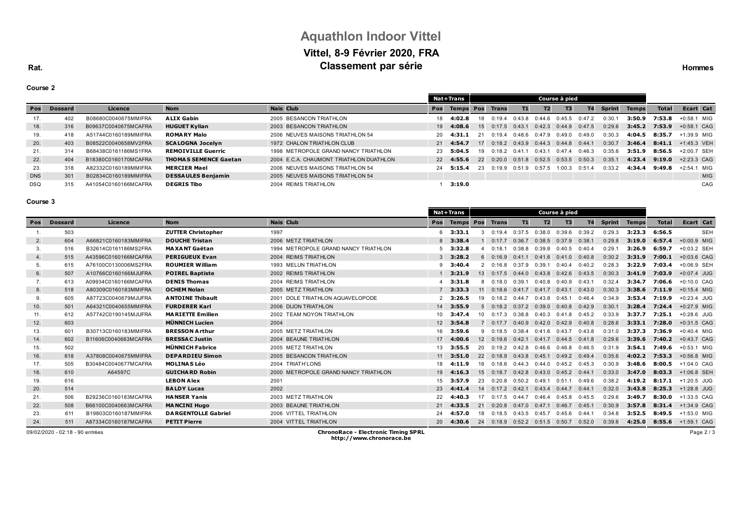# Aquathlon Indoor Vittel

## Vittel, 8-9 Février 2020, FRA

## Classement par série

Rat.

Hommes

**Course 2**

| | | | | | | Nat+Trans | | Course à pied | | | | | | | | | | | |
|---|---|---|---|---|---|---|---|---|---|---|---|---|---|---|---|---|---|---|---|
| Pos | Dossard | Licence | Nom | Nais | Club | Pos | Temps | Pos | Trans | T1 | T2 | T3 | T4 | Sprint | Temps | Total | Ecart | Cat |
| 17. | 402 | B08680C0040675MMIFRA | **ALIX Gabin** | 2005 | BESANCON TRIATHLON | 18 | **4:02.8** | 18 | 0:19.4 | 0:43.8 | 0:44.6 | 0:45.5 | 0:47.2 | 0:30.1 | **3:50.9** | **7:53.8** | +0:58.1 | MIG |
| 18. | 316 | B09637C0040675MCAFRA | **HUGUET Kylian** | 2003 | BESANCON TRIATHLON | 19 | **4:08.6** | 15 | 0:17.5 | 0:43.1 | 0:42.3 | 0:44.9 | 0:47.5 | 0:29.6 | **3:45.2** | **7:53.9** | +0:58.1 | CAG |
| 19. | 418 | A51744C0160189MMIFRA | **ROMARY Malo** | 2006 | NEUVES MAISONS TRIATHLON 54 | 20 | **4:31.1** | 21 | 0:19.4 | 0:48.6 | 0:47.9 | 0:49.0 | 0:49.0 | 0:30.3 | **4:04.5** | **8:35.7** | +1:39.9 | MIG |
| 20. | 403 | B08522C0040658MV2FRA | **SCALOGNA Jocelyn** | 1972 | CHALON TRIATHLON CLUB | 21 | **4:54.7** | 17 | 0:18.2 | 0:43.9 | 0:44.3 | 0:44.8 | 0:44.1 | 0:30.7 | **3:46.4** | **8:41.1** | +1:45.3 | VEH |
| 21. | 314 | B68438C0161186MS1FRA | **REMOIVILLE Guerric** | 1998 | METROPOLE GRAND NANCY TRIATHLON | 23 | **5:04.5** | 19 | 0:18.2 | 0:41.1 | 0:43.1 | 0:47.4 | 0:46.3 | 0:35.6 | **3:51.9** | **8:56.5** | +2:00.7 | SEH |
| 22. | 404 | B18380C0160170MCAFRA | **THOMAS SEMENCE Gaetan** | 2004 | E.C.A. CHAUMONT TRIATHLON DUATHLON | 22 | **4:55.6** | 22 | 0:20.0 | 0:51.8 | 0:52.5 | 0:53.5 | 0:50.3 | 0:35.1 | **4:23.4** | **9:19.0** | +2:23.3 | CAG |
| 23. | 318 | A82332C0160189MMIFRA | **MERCIER Mael** | 2006 | NEUVES MAISONS TRIATHLON 54 | 24 | **5:15.4** | 23 | 0:19.9 | 0:51.9 | 0:57.5 | 1:00.3 | 0:51.4 | 0:33.2 | **4:34.4** | **9:49.8** | +2:54.1 | MIG |
| DNS | 301 | B02834C0160189MMIFRA | **DESSAULES Benjamin** | 2005 | NEUVES MAISONS TRIATHLON 54 | | | | | | | | | | | | | MIG |
| DSQ | 315 | A41054C0160166MCAFRA | **DEGRIS Tibo** | 2004 | REIMS TRIATHLON | 1 | **3:19.0** | | | | | | | | | | | CAG |

**Course 3**

| | | | | | | Nat+Trans | | Course à pied | | | | | | | | | | | |
|---|---|---|---|---|---|---|---|---|---|---|---|---|---|---|---|---|---|---|---|
| Pos | Dossard | Licence | Nom | Nais | Club | Pos | Temps | Pos | Trans | T1 | T2 | T3 | T4 | Sprint | Temps | Total | Ecart | Cat |
| 1. | 503 | | **ZUTTER Christopher** | 1997 | | 6 | **3:33.1** | 3 | 0:19.4 | 0:37.5 | 0:38.0 | 0:39.6 | 0:39.2 | 0:29.3 | **3:23.3** | **6:56.5** | | SEH |
| 2. | 604 | A66821C0160183MMIFRA | **DOUCHE Tristan** | 2006 | METZ TRIATHLON | 8 | **3:38.4** | 1 | 0:17.7 | 0:36.7 | 0:38.5 | 0:37.9 | 0:38.1 | 0:29.8 | **3:19.0** | **6:57.4** | +0:00.9 | MIG |
| 3. | 516 | B32614C0161186MS2FRA | **MAXANT Gaëtan** | 1994 | METROPOLE GRAND NANCY TRIATHLON | 5 | **3:32.8** | 4 | 0:18.1 | 0:38.8 | 0:39.8 | 0:40.5 | 0:40.4 | 0:29.1 | **3:26.9** | **6:59.7** | +0:03.2 | SEH |
| 4. | 515 | A43596C0160166MCAFRA | **PERIGUEUX Evan** | 2004 | REIMS TRIATHLON | 3 | **3:28.2** | 6 | 0:16.9 | 0:41.1 | 0:41.6 | 0:41.0 | 0:40.8 | 0:30.2 | **3:31.9** | **7:00.1** | +0:03.6 | CAG |
| 5. | 615 | A76100C0130006MS2FRA | **ROUMIER William** | 1993 | MELUN TRIATHLON | 9 | **3:40.4** | 2 | 0:16.8 | 0:37.9 | 0:39.1 | 0:40.4 | 0:40.2 | 0:28.3 | **3:22.9** | **7:03.4** | +0:06.9 | SEH |
| 6. | 507 | A10766C0160166MJUFRA | **POIREL Baptiste** | 2002 | REIMS TRIATHLON | 1 | **3:21.9** | 13 | 0:17.5 | 0:44.0 | 0:43.8 | 0:42.6 | 0:43.5 | 0:30.3 | **3:41.9** | **7:03.9** | +0:07.4 | JUG |
| 7. | 613 | A09934C0160166MCAFRA | **DENIS Thomas** | 2004 | REIMS TRIATHLON | 4 | **3:31.8** | 8 | 0:18.0 | 0:39.1 | 0:40.8 | 0:40.9 | 0:43.1 | 0:32.4 | **3:34.7** | **7:06.6** | +0:10.0 | CAG |
| 8. | 518 | A80309C0160183MMIFRA | **OCHEM Nolan** | 2005 | METZ TRIATHLON | 7 | **3:33.3** | 11 | 0:18.6 | 0:41.7 | 0:41.7 | 0:43.1 | 0:43.0 | 0:30.3 | **3:38.6** | **7:11.9** | +0:15.4 | MIG |
| 9. | 605 | A87723C0040679MJUFRA | **ANTOINE Thibault** | 2001 | DOLE TRIATHLON AQUAVELOPODE | 2 | **3:26.5** | 19 | 0:18.2 | 0:44.7 | 0:43.8 | 0:45.1 | 0:46.4 | 0:34.9 | **3:53.4** | **7:19.9** | +0:23.4 | JUG |
| 10. | 501 | A64321C0040655MMIFRA | **FURDERER Karl** | 2006 | DIJON TRIATHLON | 14 | **3:55.9** | 5 | 0:18.2 | 0:37.2 | 0:39.0 | 0:40.8 | 0:42.9 | 0:30.1 | **3:28.4** | **7:24.4** | +0:27.9 | MIG |
| 11. | 612 | A57742C0190145MJUFRA | **MARIETTE Emilien** | 2002 | TEAM NOYON TRIATHLON | 10 | **3:47.4** | 10 | 0:17.3 | 0:38.8 | 0:40.3 | 0:41.8 | 0:45.2 | 0:33.9 | **3:37.7** | **7:25.1** | +0:28.6 | JUG |
| 12. | 603 | | **MÜNNICH Lucien** | 2004 | | 12 | **3:54.8** | 7 | 0:17.7 | 0:40.9 | 0:42.0 | 0:42.9 | 0:40.8 | 0:28.6 | **3:33.1** | **7:28.0** | +0:31.5 | CAG |
| 13. | 601 | B30713C0160183MMIFRA | **BRESSON Arthur** | 2005 | METZ TRIATHLON | 16 | **3:59.6** | 9 | 0:18.5 | 0:38.4 | 0:41.6 | 0:43.7 | 0:43.8 | 0:31.0 | **3:37.3** | **7:36.9** | +0:40.4 | MIG |
| 14. | 602 | B11606C0040663MCAFRA | **BRESSAC Justin** | 2004 | BEAUNE TRIATHLON | 17 | **4:00.6** | 12 | 0:19.6 | 0:42.1 | 0:41.7 | 0:44.5 | 0:41.8 | 0:29.6 | **3:39.6** | **7:40.2** | +0:43.7 | CAG |
| 15. | 502 | | **MÜNNICH Fabrice** | 2005 | METZ TRIATHLON | 13 | **3:55.5** | 20 | 0:19.2 | 0:42.8 | 0:46.6 | 0:46.8 | 0:46.5 | 0:31.9 | **3:54.1** | **7:49.6** | +0:53.1 | MIG |
| 16. | 618 | A37808C0040675MMIFRA | **DEPARDIEU Simon** | 2005 | BESANCON TRIATHLON | 11 | **3:51.0** | 22 | 0:18.9 | 0:43.8 | 0:45.1 | 0:49.2 | 0:49.4 | 0:35.6 | **4:02.2** | **7:53.3** | +0:56.8 | MIG |
| 17. | 505 | B30484C0040677MCAFRA | **MOLINAS Léo** | 2004 | TRIATH'LONS | 18 | **4:11.9** | 16 | 0:18.6 | 0:44.3 | 0:44.0 | 0:45.2 | 0:45.3 | 0:30.9 | **3:48.6** | **8:00.5** | +1:04.0 | CAG |
| 18. | 610 | A64597C | **GUICHARD Robin** | 2000 | METROPOLE GRAND NANCY TRIATHLON | 19 | **4:16.3** | 15 | 0:18.7 | 0:42.8 | 0:43.0 | 0:45.2 | 0:44.1 | 0:33.0 | **3:47.0** | **8:03.3** | +1:06.8 | SEH |
| 19. | 616 | | **LEBON Alex** | 2001 | | 15 | **3:57.9** | 23 | 0:20.8 | 0:50.2 | 0:49.1 | 0:51.1 | 0:49.6 | 0:38.2 | **4:19.2** | **8:17.1** | +1:20.5 | JUG |
| 20. | 514 | | **BALDY Lucas** | 2002 | | 23 | **4:41.4** | 14 | 0:17.2 | 0:42.1 | 0:43.4 | 0:44.7 | 0:44.1 | 0:32.0 | **3:43.8** | **8:25.3** | +1:28.8 | JUG |
| 21. | 506 | B29236C0160183MCAFRA | **HANSER Yanis** | 2003 | METZ TRIATHLON | 22 | **4:40.3** | 17 | 0:17.5 | 0:44.7 | 0:46.4 | 0:45.8 | 0:45.5 | 0:29.6 | **3:49.7** | **8:30.0** | +1:33.5 | CAG |
| 22. | 508 | B66100C0040663MCAFRA | **MANCINI Hugo** | 2003 | BEAUNE TRIATHLON | 21 | **4:33.5** | 21 | 0:20.8 | 0:47.0 | 0:47.1 | 0:46.7 | 0:45.1 | 0:30.9 | **3:57.8** | **8:31.4** | +1:34.9 | CAG |
| 23. | 611 | B19803C0160187MMIFRA | **DARGENTOLLE Gabriel** | 2006 | VITTEL TRIATHLON | 24 | **4:57.0** | 18 | 0:18.5 | 0:43.5 | 0:45.7 | 0:45.6 | 0:44.1 | 0:34.8 | **3:52.5** | **8:49.5** | +1:53.0 | MIG |
| 24. | 511 | A87334C0160187MCAFRA | **PETIT Pierre** | 2004 | VITTEL TRIATHLON | 20 | **4:30.6** | 24 | 0:18.9 | 0:52.2 | 0:51.5 | 0:50.7 | 0:52.0 | 0:39.6 | **4:25.0** | **8:55.6** | +1:59.1 | CAG |

09/02/2020 - 02:18 - 90 entrées

**ChronoRace - Electronic Timing SPRL**
**http://www.chronorace.be**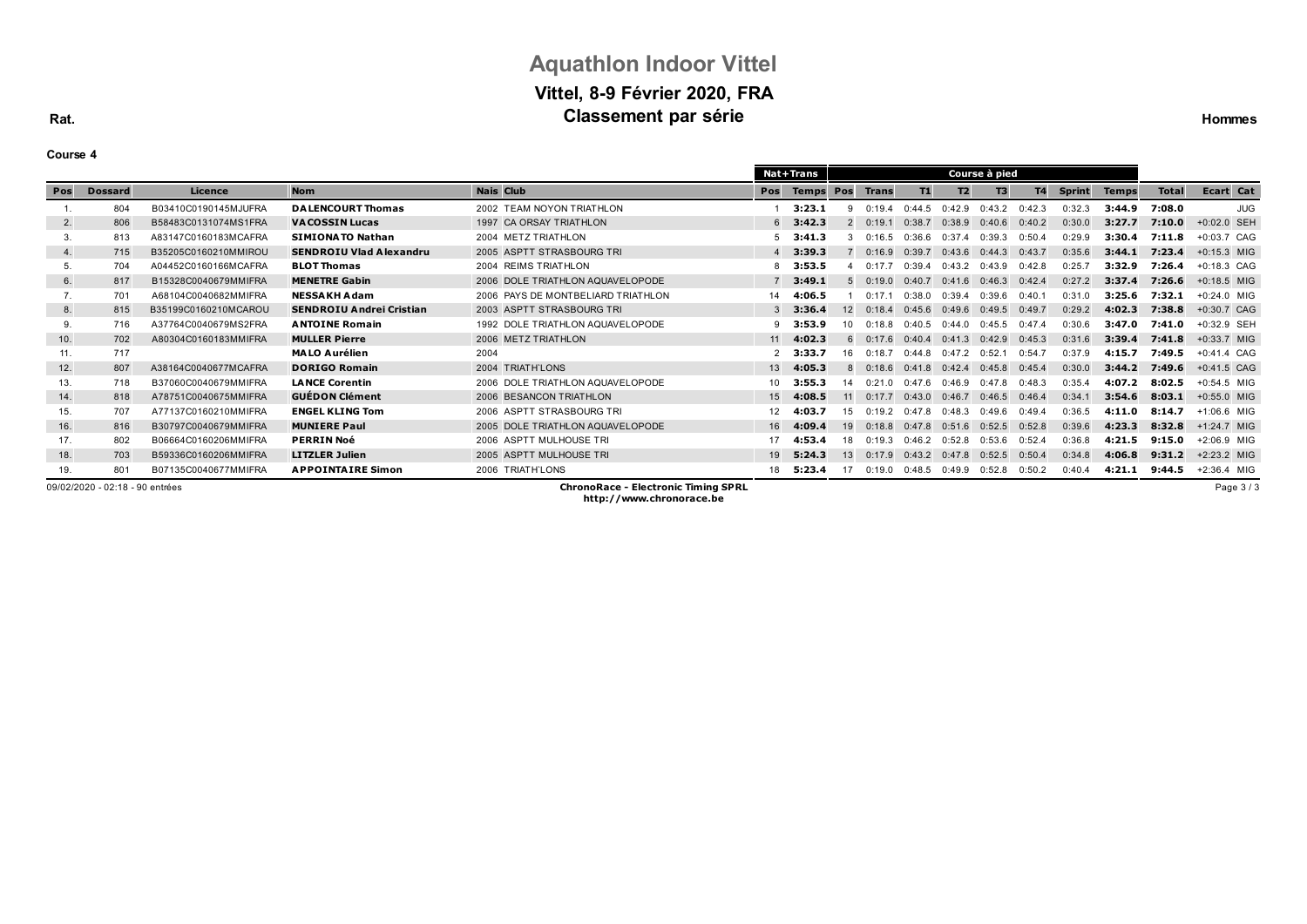# Aquathlon Indoor Vittel

## Vittel, 8-9 Février 2020, FRA

## Classement par série

Rat.

Hommes

**Course 4**

| | | | | | | Nat+Trans | | Course à pied | | | | | | | | | | | |
|---|---|---|---|---|---|---|---|---|---|---|---|---|---|---|---|---|---|---|---|
| Pos | Dossard | Licence | Nom | Nais | Club | Pos | Temps | Pos | Trans | T1 | T2 | T3 | T4 | Sprint | Temps | Total | Ecart | Cat |
| 1. | 804 | B03410C0190145MJUFRA | **DALENCOURT Thomas** | 2002 | TEAM NOYON TRIATHLON | 1 | **3:23.1** | 9 | 0:19.4 | 0:44.5 | 0:42.9 | 0:43.2 | 0:42.3 | 0:32.3 | **3:44.9** | **7:08.0** | | JUG |
| 2. | 806 | B58483C0131074MS1FRA | **VACOSSIN Lucas** | 1997 | CA ORSAY TRIATHLON | 6 | **3:42.3** | 2 | 0:19.1 | 0:38.7 | 0:38.9 | 0:40.6 | 0:40.2 | 0:30.0 | **3:27.7** | **7:10.0** | +0:02.0 | SEH |
| 3. | 813 | A83147C0160183MCAFRA | **SIMIONATO Nathan** | 2004 | METZ TRIATHLON | 5 | **3:41.3** | 3 | 0:16.5 | 0:36.6 | 0:37.4 | 0:39.3 | 0:50.4 | 0:29.9 | **3:30.4** | **7:11.8** | +0:03.7 | CAG |
| 4. | 715 | B35205C0160210MMIROU | **SENDROIU Vlad Alexandru** | 2005 | ASPTT STRASBOURG TRI | 4 | **3:39.3** | 7 | 0:16.9 | 0:39.7 | 0:43.6 | 0:44.3 | 0:43.7 | 0:35.6 | **3:44.1** | **7:23.4** | +0:15.3 | MIG |
| 5. | 704 | A04452C0160166MCAFRA | **BLOT Thomas** | 2004 | REIMS TRIATHLON | 8 | **3:53.5** | 4 | 0:17.7 | 0:39.4 | 0:43.2 | 0:43.9 | 0:42.8 | 0:25.7 | **3:32.9** | **7:26.4** | +0:18.3 | CAG |
| 6. | 817 | B15328C0040679MMIFRA | **MENETRE Gabin** | 2006 | DOLE TRIATHLON AQUAVELOPODE | 7 | **3:49.1** | 5 | 0:19.0 | 0:40.7 | 0:41.6 | 0:46.3 | 0:42.4 | 0:27.2 | **3:37.4** | **7:26.6** | +0:18.5 | MIG |
| 7. | 701 | A68104C0040682MMIFRA | **NESSAKH Adam** | 2006 | PAYS DE MONTBELIARD TRIATHLON | 14 | **4:06.5** | 1 | 0:17.1 | 0:38.0 | 0:39.4 | 0:39.6 | 0:40.1 | 0:31.0 | **3:25.6** | **7:32.1** | +0:24.0 | MIG |
| 8. | 815 | B35199C0160210MCAROU | **SENDROIU Andrei Cristian** | 2003 | ASPTT STRASBOURG TRI | 3 | **3:36.4** | 12 | 0:18.4 | 0:45.6 | 0:49.6 | 0:49.5 | 0:49.7 | 0:29.2 | **4:02.3** | **7:38.8** | +0:30.7 | CAG |
| 9. | 716 | A37764C0040679MS2FRA | **ANTOINE Romain** | 1992 | DOLE TRIATHLON AQUAVELOPODE | 9 | **3:53.9** | 10 | 0:18.8 | 0:40.5 | 0:44.0 | 0:45.5 | 0:47.4 | 0:30.6 | **3:47.0** | **7:41.0** | +0:32.9 | SEH |
| 10. | 702 | A80304C0160183MMIFRA | **MULLER Pierre** | 2006 | METZ TRIATHLON | 11 | **4:02.3** | 6 | 0:17.6 | 0:40.4 | 0:41.3 | 0:42.9 | 0:45.3 | 0:31.6 | **3:39.4** | **7:41.8** | +0:33.7 | MIG |
| 11. | 717 | | **MALO Aurélien** | 2004 | | 2 | **3:33.7** | 16 | 0:18.7 | 0:44.8 | 0:47.2 | 0:52.1 | 0:54.7 | 0:37.9 | **4:15.7** | **7:49.5** | +0:41.4 | CAG |
| 12. | 807 | A38164C0040677MCAFRA | **DORIGO Romain** | 2004 | TRIATH'LONS | 13 | **4:05.3** | 8 | 0:18.6 | 0:41.8 | 0:42.4 | 0:45.8 | 0:45.4 | 0:30.0 | **3:44.2** | **7:49.6** | +0:41.5 | CAG |
| 13. | 718 | B37060C0040679MMIFRA | **LANCE Corentin** | 2006 | DOLE TRIATHLON AQUAVELOPODE | 10 | **3:55.3** | 14 | 0:21.0 | 0:47.6 | 0:46.9 | 0:47.8 | 0:48.3 | 0:35.4 | **4:07.2** | **8:02.5** | +0:54.5 | MIG |
| 14. | 818 | A78751C0040675MMIFRA | **GUÉDON Clément** | 2006 | BESANCON TRIATHLON | 15 | **4:08.5** | 11 | 0:17.7 | 0:43.0 | 0:46.7 | 0:46.5 | 0:46.4 | 0:34.1 | **3:54.6** | **8:03.1** | +0:55.0 | MIG |
| 15. | 707 | A77137C0160210MMIFRA | **ENGEL KLING Tom** | 2006 | ASPTT STRASBOURG TRI | 12 | **4:03.7** | 15 | 0:19.2 | 0:47.8 | 0:48.3 | 0:49.6 | 0:49.4 | 0:36.5 | **4:11.0** | **8:14.7** | +1:06.6 | MIG |
| 16. | 816 | B30797C0040679MMIFRA | **MUNIERE Paul** | 2005 | DOLE TRIATHLON AQUAVELOPODE | 16 | **4:09.4** | 19 | 0:18.8 | 0:47.8 | 0:51.6 | 0:52.5 | 0:52.8 | 0:39.6 | **4:23.3** | **8:32.8** | +1:24.7 | MIG |
| 17. | 802 | B06664C0160206MMIFRA | **PERRIN Noé** | 2006 | ASPTT MULHOUSE TRI | 17 | **4:53.4** | 18 | 0:19.3 | 0:46.2 | 0:52.8 | 0:53.6 | 0:52.4 | 0:36.8 | **4:21.5** | **9:15.0** | +2:06.9 | MIG |
| 18. | 703 | B59336C0160206MMIFRA | **LITZLER Julien** | 2005 | ASPTT MULHOUSE TRI | 19 | **5:24.3** | 13 | 0:17.9 | 0:43.2 | 0:47.8 | 0:52.5 | 0:50.4 | 0:34.8 | **4:06.8** | **9:31.2** | +2:23.2 | MIG |
| 19. | 801 | B07135C0040677MMIFRA | **APPOINTAIRE Simon** | 2006 | TRIATH'LONS | 18 | **5:23.4** | 17 | 0:19.0 | 0:48.5 | 0:49.9 | 0:52.8 | 0:50.2 | 0:40.4 | **4:21.1** | **9:44.5** | +2:36.4 | MIG |

09/02/2020 - 02:18 - 90 entrées

**ChronoRace - Electronic Timing SPRL**
**http://www.chronorace.be**